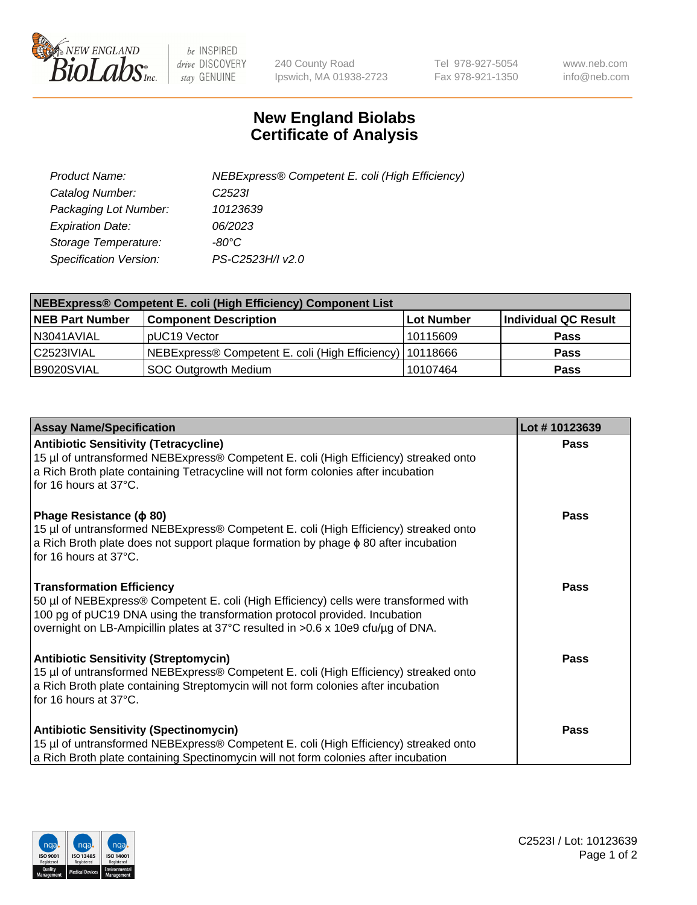New England BioLabs Inc. — be INSPIRED drive DISCOVERY stay GENUINE

240 County Road
Ipswich, MA 01938-2723

Tel 978-927-5054
Fax 978-921-1350

www.neb.com
info@neb.com

# New England Biolabs Certificate of Analysis

| | |
|---|---|
| *Product Name:* | *NEBExpress® Competent E. coli (High Efficiency)* |
| *Catalog Number:* | *C2523I* |
| *Packaging Lot Number:* | *10123639* |
| *Expiration Date:* | *06/2023* |
| *Storage Temperature:* | *-80°C* |
| *Specification Version:* | *PS-C2523H/I v2.0* |

| NEBExpress® Competent E. coli (High Efficiency) Component List | | | |
|---|---|---|---|
| **NEB Part Number** | **Component Description** | **Lot Number** | **Individual QC Result** |
| N3041AVIAL | pUC19 Vector | 10115609 | **Pass** |
| C2523IVIAL | NEBExpress® Competent E. coli (High Efficiency) | 10118666 | **Pass** |
| B9020SVIAL | SOC Outgrowth Medium | 10107464 | **Pass** |

| Assay Name/Specification | Lot # 10123639 |
|---|---|
| **Antibiotic Sensitivity (Tetracycline)**<br>15 µl of untransformed NEBExpress® Competent E. coli (High Efficiency) streaked onto a Rich Broth plate containing Tetracycline will not form colonies after incubation for 16 hours at 37°C. | **Pass** |
| **Phage Resistance (ϕ 80)**<br>15 µl of untransformed NEBExpress® Competent E. coli (High Efficiency) streaked onto a Rich Broth plate does not support plaque formation by phage ϕ 80 after incubation for 16 hours at 37°C. | **Pass** |
| **Transformation Efficiency**<br>50 µl of NEBExpress® Competent E. coli (High Efficiency) cells were transformed with 100 pg of pUC19 DNA using the transformation protocol provided. Incubation overnight on LB-Ampicillin plates at 37°C resulted in >0.6 x 10e9 cfu/µg of DNA. | **Pass** |
| **Antibiotic Sensitivity (Streptomycin)**<br>15 µl of untransformed NEBExpress® Competent E. coli (High Efficiency) streaked onto a Rich Broth plate containing Streptomycin will not form colonies after incubation for 16 hours at 37°C. | **Pass** |
| **Antibiotic Sensitivity (Spectinomycin)**<br>15 µl of untransformed NEBExpress® Competent E. coli (High Efficiency) streaked onto a Rich Broth plate containing Spectinomycin will not form colonies after incubation | **Pass** |

C2523I / Lot: 10123639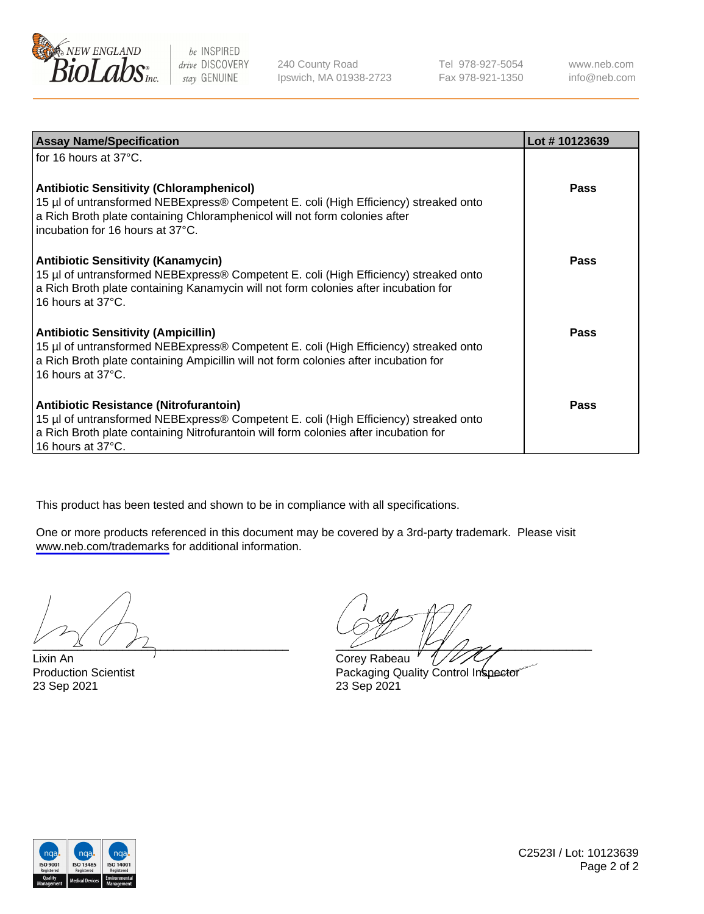| Assay Name/Specification | Lot # 10123639 |
|---|---|
| for 16 hours at 37°C. | |
| **Antibiotic Sensitivity (Chloramphenicol)**<br>15 µl of untransformed NEBExpress® Competent E. coli (High Efficiency) streaked onto a Rich Broth plate containing Chloramphenicol will not form colonies after incubation for 16 hours at 37°C. | **Pass** |
| **Antibiotic Sensitivity (Kanamycin)**<br>15 µl of untransformed NEBExpress® Competent E. coli (High Efficiency) streaked onto a Rich Broth plate containing Kanamycin will not form colonies after incubation for 16 hours at 37°C. | **Pass** |
| **Antibiotic Sensitivity (Ampicillin)**<br>15 µl of untransformed NEBExpress® Competent E. coli (High Efficiency) streaked onto a Rich Broth plate containing Ampicillin will not form colonies after incubation for 16 hours at 37°C. | **Pass** |
| **Antibiotic Resistance (Nitrofurantoin)**<br>15 µl of untransformed NEBExpress® Competent E. coli (High Efficiency) streaked onto a Rich Broth plate containing Nitrofurantoin will form colonies after incubation for 16 hours at 37°C. | **Pass** |

This product has been tested and shown to be in compliance with all specifications.

One or more products referenced in this document may be covered by a 3rd-party trademark. Please visit www.neb.com/trademarks for additional information.

Lixin An
Production Scientist
23 Sep 2021

Corey Rabeau
Packaging Quality Control Inspector
23 Sep 2021

C2523I / Lot: 10123639